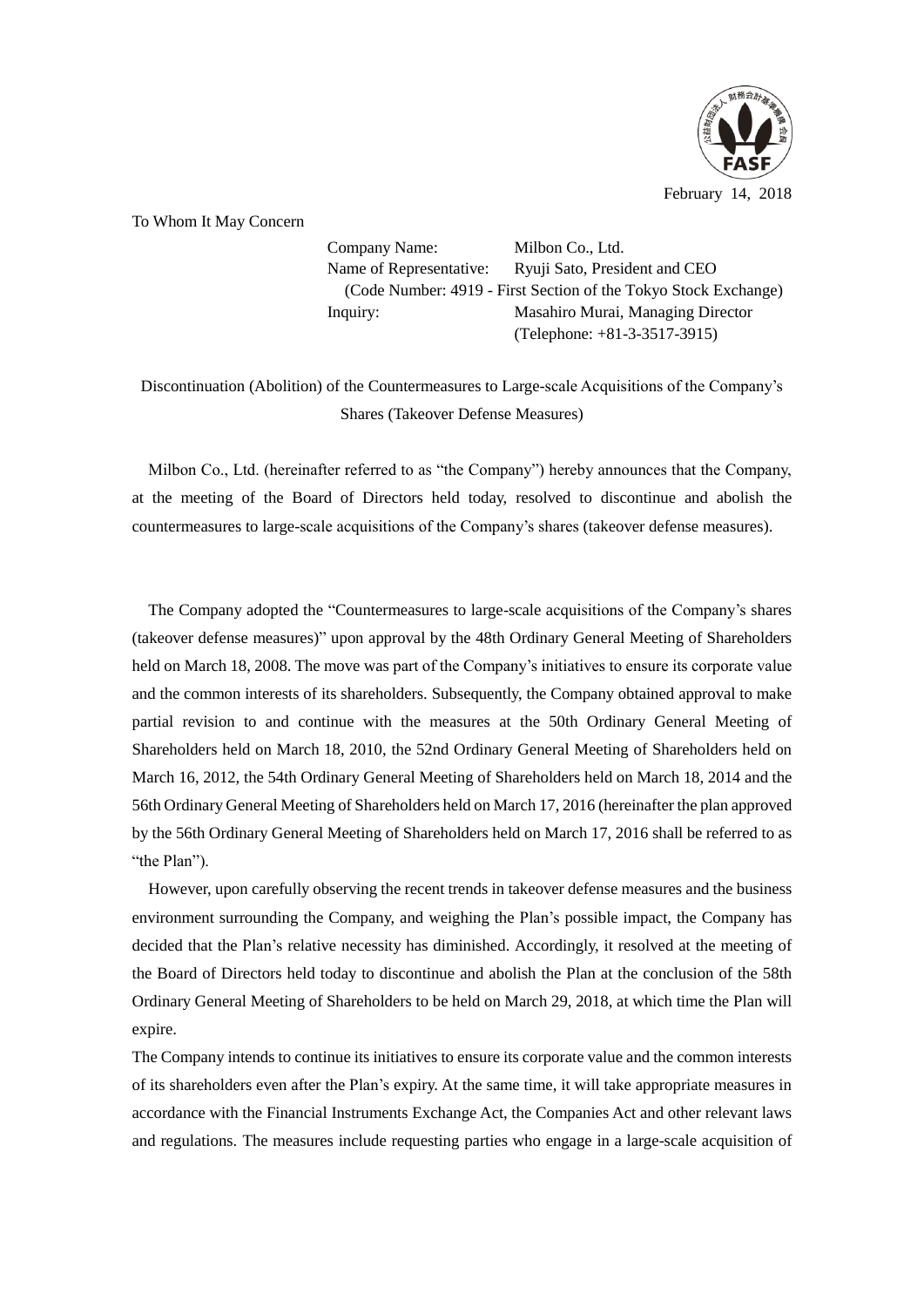February 14, 2018

To Whom It May Concern

Company Name: Milbon Co., Ltd.
Name of Representative: Ryuji Sato, President and CEO
(Code Number: 4919 - First Section of the Tokyo Stock Exchange)
Inquiry: Masahiro Murai, Managing Director
(Telephone: +81-3-3517-3915)

# Discontinuation (Abolition) of the Countermeasures to Large-scale Acquisitions of the Company's Shares (Takeover Defense Measures)

Milbon Co., Ltd. (hereinafter referred to as "the Company") hereby announces that the Company, at the meeting of the Board of Directors held today, resolved to discontinue and abolish the countermeasures to large-scale acquisitions of the Company's shares (takeover defense measures).

The Company adopted the "Countermeasures to large-scale acquisitions of the Company's shares (takeover defense measures)" upon approval by the 48th Ordinary General Meeting of Shareholders held on March 18, 2008. The move was part of the Company's initiatives to ensure its corporate value and the common interests of its shareholders. Subsequently, the Company obtained approval to make partial revision to and continue with the measures at the 50th Ordinary General Meeting of Shareholders held on March 18, 2010, the 52nd Ordinary General Meeting of Shareholders held on March 16, 2012, the 54th Ordinary General Meeting of Shareholders held on March 18, 2014 and the 56th Ordinary General Meeting of Shareholders held on March 17, 2016 (hereinafter the plan approved by the 56th Ordinary General Meeting of Shareholders held on March 17, 2016 shall be referred to as "the Plan").

However, upon carefully observing the recent trends in takeover defense measures and the business environment surrounding the Company, and weighing the Plan's possible impact, the Company has decided that the Plan's relative necessity has diminished. Accordingly, it resolved at the meeting of the Board of Directors held today to discontinue and abolish the Plan at the conclusion of the 58th Ordinary General Meeting of Shareholders to be held on March 29, 2018, at which time the Plan will expire.

The Company intends to continue its initiatives to ensure its corporate value and the common interests of its shareholders even after the Plan's expiry. At the same time, it will take appropriate measures in accordance with the Financial Instruments Exchange Act, the Companies Act and other relevant laws and regulations. The measures include requesting parties who engage in a large-scale acquisition of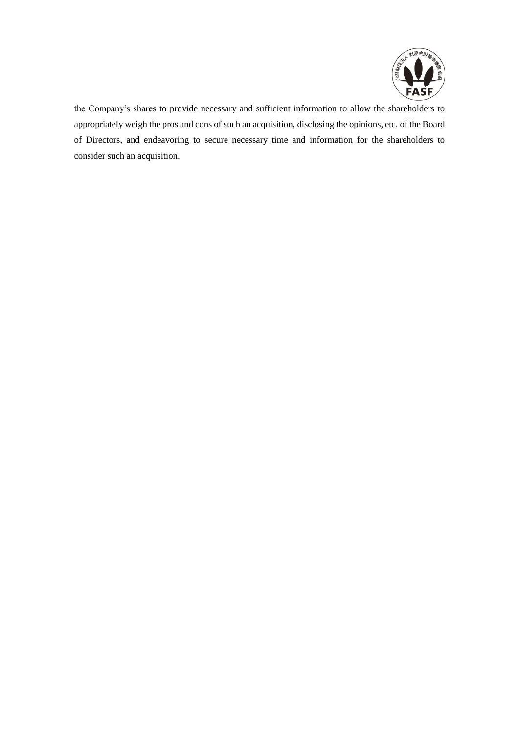the Company's shares to provide necessary and sufficient information to allow the shareholders to appropriately weigh the pros and cons of such an acquisition, disclosing the opinions, etc. of the Board of Directors, and endeavoring to secure necessary time and information for the shareholders to consider such an acquisition.